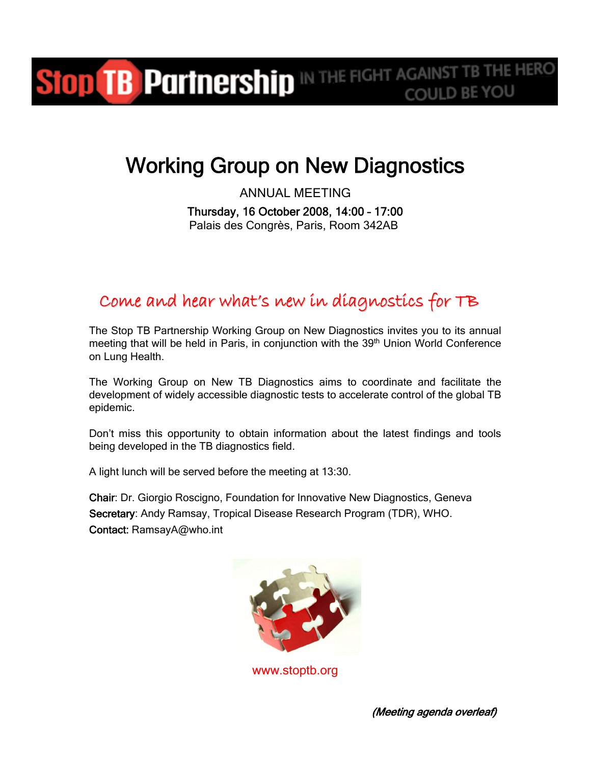Stop TB Partnership IN THE FIGHT AGAINST TB THE HERO COULD BE YOU

# Working Group on New Diagnostics

ANNUAL MEETING

Thursday, 16 October 2008, 14:00 – 17:00

Palais des Congrès, Paris, Room 342AB

## Come and hear what's new in diagnostics for TB

The Stop TB Partnership Working Group on New Diagnostics invites you to its annual meeting that will be held in Paris, in conjunction with the 39th Union World Conference on Lung Health.

The Working Group on New TB Diagnostics aims to coordinate and facilitate the development of widely accessible diagnostic tests to accelerate control of the global TB epidemic.

Don't miss this opportunity to obtain information about the latest findings and tools being developed in the TB diagnostics field.

A light lunch will be served before the meeting at 13:30.

**Chair**: Dr. Giorgio Roscigno, Foundation for Innovative New Diagnostics, Geneva

**Secretary**: Andy Ramsay, Tropical Disease Research Program (TDR), WHO.

**Contact:** RamsayA@who.int

www.stoptb.org

*(Meeting agenda overleaf)*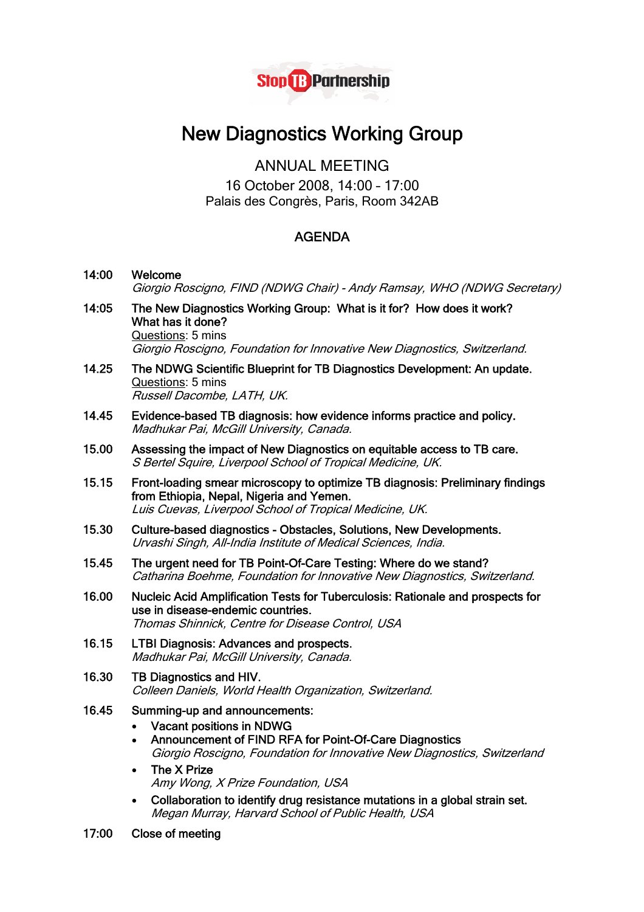Stop TB Partnership

# New Diagnostics Working Group

## ANNUAL MEETING

16 October 2008, 14:00 – 17:00
Palais des Congrès, Paris, Room 342AB

## AGENDA

**14:00** Welcome
*Giorgio Roscigno, FIND (NDWG Chair) - Andy Ramsay, WHO (NDWG Secretary)*

**14:05** The New Diagnostics Working Group: What is it for? How does it work? What has it done?
Questions: 5 mins
*Giorgio Roscigno, Foundation for Innovative New Diagnostics, Switzerland.*

**14.25** The NDWG Scientific Blueprint for TB Diagnostics Development: An update.
Questions: 5 mins
*Russell Dacombe, LATH, UK.*

**14.45** Evidence-based TB diagnosis: how evidence informs practice and policy.
*Madhukar Pai, McGill University, Canada.*

**15.00** Assessing the impact of New Diagnostics on equitable access to TB care.
*S Bertel Squire, Liverpool School of Tropical Medicine, UK.*

**15.15** Front-loading smear microscopy to optimize TB diagnosis: Preliminary findings from Ethiopia, Nepal, Nigeria and Yemen.
*Luis Cuevas, Liverpool School of Tropical Medicine, UK.*

**15.30** Culture-based diagnostics - Obstacles, Solutions, New Developments.
*Urvashi Singh, All-India Institute of Medical Sciences, India.*

**15.45** The urgent need for TB Point-Of-Care Testing: Where do we stand?
*Catharina Boehme, Foundation for Innovative New Diagnostics, Switzerland.*

**16.00** Nucleic Acid Amplification Tests for Tuberculosis: Rationale and prospects for use in disease-endemic countries.
*Thomas Shinnick, Centre for Disease Control, USA*

**16.15** LTBI Diagnosis: Advances and prospects.
*Madhukar Pai, McGill University, Canada.*

**16.30** TB Diagnostics and HIV.
*Colleen Daniels, World Health Organization, Switzerland.*

**16.45** Summing-up and announcements:

- Vacant positions in NDWG
- Announcement of FIND RFA for Point-Of-Care Diagnostics
  *Giorgio Roscigno, Foundation for Innovative New Diagnostics, Switzerland*
- The X Prize
  *Amy Wong, X Prize Foundation, USA*
- Collaboration to identify drug resistance mutations in a global strain set.
  *Megan Murray, Harvard School of Public Health, USA*

**17:00** Close of meeting